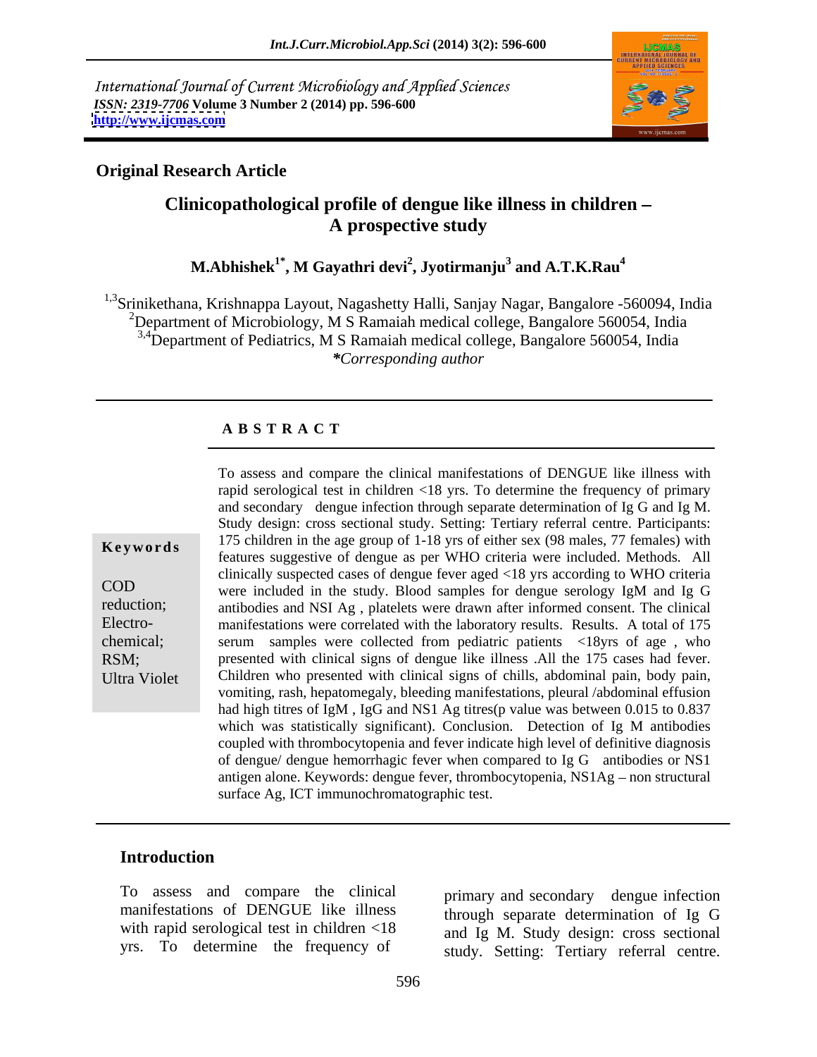International Journal of Current Microbiology and Applied Sciences
*ISSN: 2319-7706* **Volume 3 Number 2 (2014) pp. 596-600**
**http://www.ijcmas.com**

**Original Research Article**

# Clinicopathological profile of dengue like illness in children – A prospective study

**M.Abhishek[1*], M Gayathri devi[2], Jyotirmanju[3] and A.T.K.Rau[4]**

[1,3]Srinikethana, Krishnappa Layout, Nagashetty Halli, Sanjay Nagar, Bangalore -560094, India
[2]Department of Microbiology, M S Ramaiah medical college, Bangalore 560054, India
[3,4]Department of Pediatrics, M S Ramaiah medical college, Bangalore 560054, India
***Corresponding author**

## A B S T R A C T

**Keywords**

COD reduction; Electro-chemical; RSM; Ultra Violet

To assess and compare the clinical manifestations of DENGUE like illness with rapid serological test in children <18 yrs. To determine the frequency of primary and secondary dengue infection through separate determination of Ig G and Ig M. Study design: cross sectional study. Setting: Tertiary referral centre. Participants: 175 children in the age group of 1-18 yrs of either sex (98 males, 77 females) with features suggestive of dengue as per WHO criteria were included. Methods. All clinically suspected cases of dengue fever aged <18 yrs according to WHO criteria were included in the study. Blood samples for dengue serology IgM and Ig G antibodies and NSI Ag , platelets were drawn after informed consent. The clinical manifestations were correlated with the laboratory results. Results. A total of 175 serum samples were collected from pediatric patients <18yrs of age , who presented with clinical signs of dengue like illness .All the 175 cases had fever. Children who presented with clinical signs of chills, abdominal pain, body pain, vomiting, rash, hepatomegaly, bleeding manifestations, pleural /abdominal effusion had high titres of IgM , IgG and NS1 Ag titres(p value was between 0.015 to 0.837 which was statistically significant). Conclusion. Detection of Ig M antibodies coupled with thrombocytopenia and fever indicate high level of definitive diagnosis of dengue/ dengue hemorrhagic fever when compared to Ig G antibodies or NS1 antigen alone. Keywords: dengue fever, thrombocytopenia, NS1Ag – non structural surface Ag, ICT immunochromatographic test.

## Introduction

To assess and compare the clinical manifestations of DENGUE like illness with rapid serological test in children <18 yrs. To determine the frequency of primary and secondary dengue infection through separate determination of Ig G and Ig M. Study design: cross sectional study. Setting: Tertiary referral centre.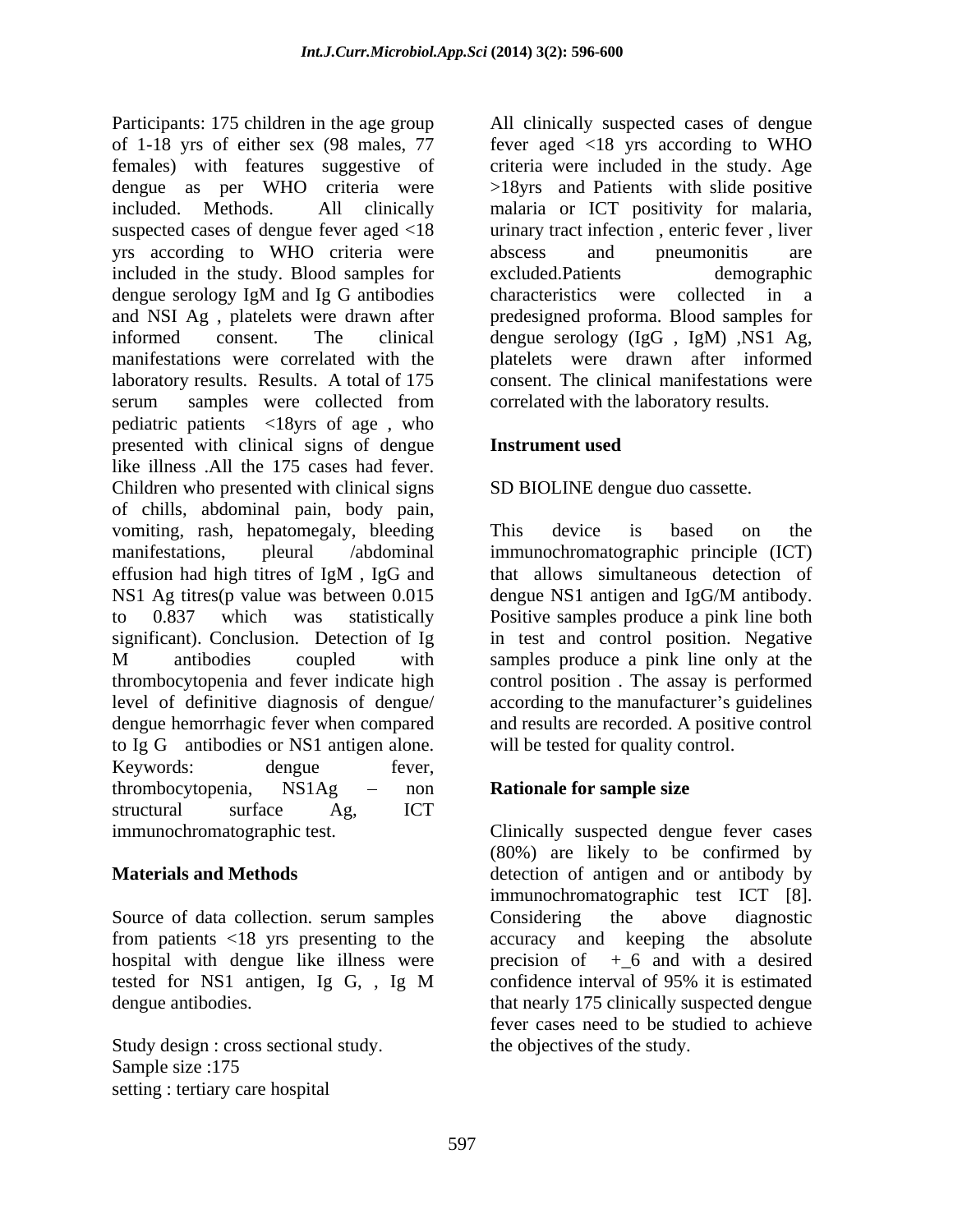Participants: 175 children in the age group of 1-18 yrs of either sex (98 males, 77 females) with features suggestive of dengue as per WHO criteria were included. Methods. All clinically suspected cases of dengue fever aged <18 yrs according to WHO criteria were included in the study. Blood samples for dengue serology IgM and Ig G antibodies and NSI Ag , platelets were drawn after informed consent. The clinical manifestations were correlated with the laboratory results. Results. A total of 175 serum samples were collected from pediatric patients <18yrs of age , who presented with clinical signs of dengue like illness .All the 175 cases had fever. Children who presented with clinical signs of chills, abdominal pain, body pain, vomiting, rash, hepatomegaly, bleeding manifestations, pleural /abdominal effusion had high titres of IgM , IgG and NS1 Ag titres(p value was between 0.015 to 0.837 which was statistically significant). Conclusion. Detection of Ig M antibodies coupled with thrombocytopenia and fever indicate high level of definitive diagnosis of dengue/ dengue hemorrhagic fever when compared to Ig G antibodies or NS1 antigen alone.

Keywords: dengue fever, thrombocytopenia, NS1Ag – non structural surface Ag, ICT immunochromatographic test.

## Materials and Methods

Source of data collection. serum samples from patients <18 yrs presenting to the hospital with dengue like illness were tested for NS1 antigen, Ig G, , Ig M dengue antibodies.

Study design : cross sectional study.
Sample size :175
setting : tertiary care hospital

All clinically suspected cases of dengue fever aged <18 yrs according to WHO criteria were included in the study. Age >18yrs and Patients with slide positive malaria or ICT positivity for malaria, urinary tract infection , enteric fever , liver abscess and pneumonitis are excluded.Patients demographic characteristics were collected in a predesigned proforma. Blood samples for dengue serology (IgG , IgM) ,NS1 Ag, platelets were drawn after informed consent. The clinical manifestations were correlated with the laboratory results.

### Instrument used

SD BIOLINE dengue duo cassette.

This device is based on the immunochromatographic principle (ICT) that allows simultaneous detection of dengue NS1 antigen and IgG/M antibody. Positive samples produce a pink line both in test and control position. Negative samples produce a pink line only at the control position . The assay is performed according to the manufacturer's guidelines and results are recorded. A positive control will be tested for quality control.

### Rationale for sample size

Clinically suspected dengue fever cases (80%) are likely to be confirmed by detection of antigen and or antibody by immunochromatographic test ICT [8]. Considering the above diagnostic accuracy and keeping the absolute precision of +_6 and with a desired confidence interval of 95% it is estimated that nearly 175 clinically suspected dengue fever cases need to be studied to achieve the objectives of the study.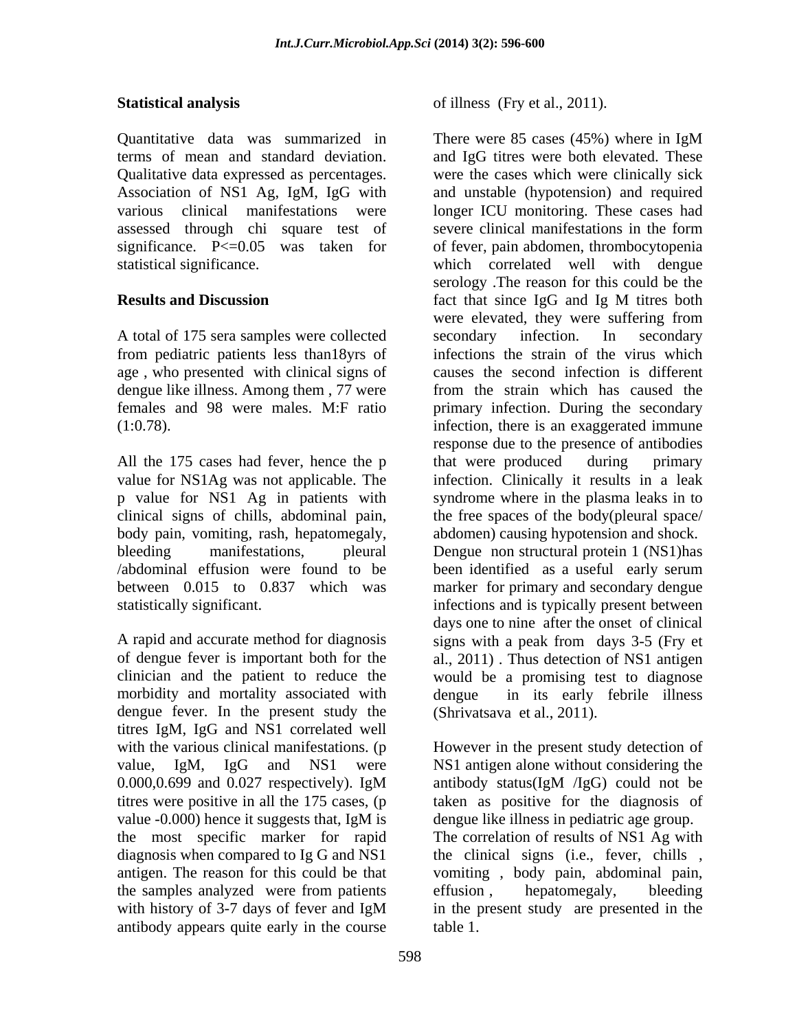## Statistical analysis

Quantitative data was summarized in terms of mean and standard deviation. Qualitative data expressed as percentages. Association of NS1 Ag, IgM, IgG with various clinical manifestations were assessed through chi square test of significance. P<=0.05 was taken for statistical significance.

## Results and Discussion

A total of 175 sera samples were collected from pediatric patients less than18yrs of age , who presented with clinical signs of dengue like illness. Among them , 77 were females and 98 were males. M:F ratio (1:0.78).

All the 175 cases had fever, hence the p value for NS1Ag was not applicable. The p value for NS1 Ag in patients with clinical signs of chills, abdominal pain, body pain, vomiting, rash, hepatomegaly, bleeding manifestations, pleural /abdominal effusion were found to be between 0.015 to 0.837 which was statistically significant.

A rapid and accurate method for diagnosis of dengue fever is important both for the clinician and the patient to reduce the morbidity and mortality associated with dengue fever. In the present study the titres IgM, IgG and NS1 correlated well with the various clinical manifestations. (p value, IgM, IgG and NS1 were 0.000,0.699 and 0.027 respectively). IgM titres were positive in all the 175 cases, (p value -0.000) hence it suggests that, IgM is the most specific marker for rapid diagnosis when compared to Ig G and NS1 antigen. The reason for this could be that the samples analyzed were from patients with history of 3-7 days of fever and IgM antibody appears quite early in the course of illness (Fry et al., 2011).

There were 85 cases (45%) where in IgM and IgG titres were both elevated. These were the cases which were clinically sick and unstable (hypotension) and required longer ICU monitoring. These cases had severe clinical manifestations in the form of fever, pain abdomen, thrombocytopenia which correlated well with dengue serology .The reason for this could be the fact that since IgG and Ig M titres both were elevated, they were suffering from secondary infection. In secondary infections the strain of the virus which causes the second infection is different from the strain which has caused the primary infection. During the secondary infection, there is an exaggerated immune response due to the presence of antibodies that were produced during primary infection. Clinically it results in a leak syndrome where in the plasma leaks in to the free spaces of the body(pleural space/ abdomen) causing hypotension and shock. Dengue non structural protein 1 (NS1)has been identified as a useful early serum marker for primary and secondary dengue infections and is typically present between days one to nine after the onset of clinical signs with a peak from days 3-5 (Fry et al., 2011) . Thus detection of NS1 antigen would be a promising test to diagnose dengue in its early febrile illness (Shrivatsava et al., 2011).

However in the present study detection of NS1 antigen alone without considering the antibody status(IgM /IgG) could not be taken as positive for the diagnosis of dengue like illness in pediatric age group. The correlation of results of NS1 Ag with the clinical signs (i.e., fever, chills , vomiting , body pain, abdominal pain, effusion , hepatomegaly, bleeding in the present study are presented in the table 1.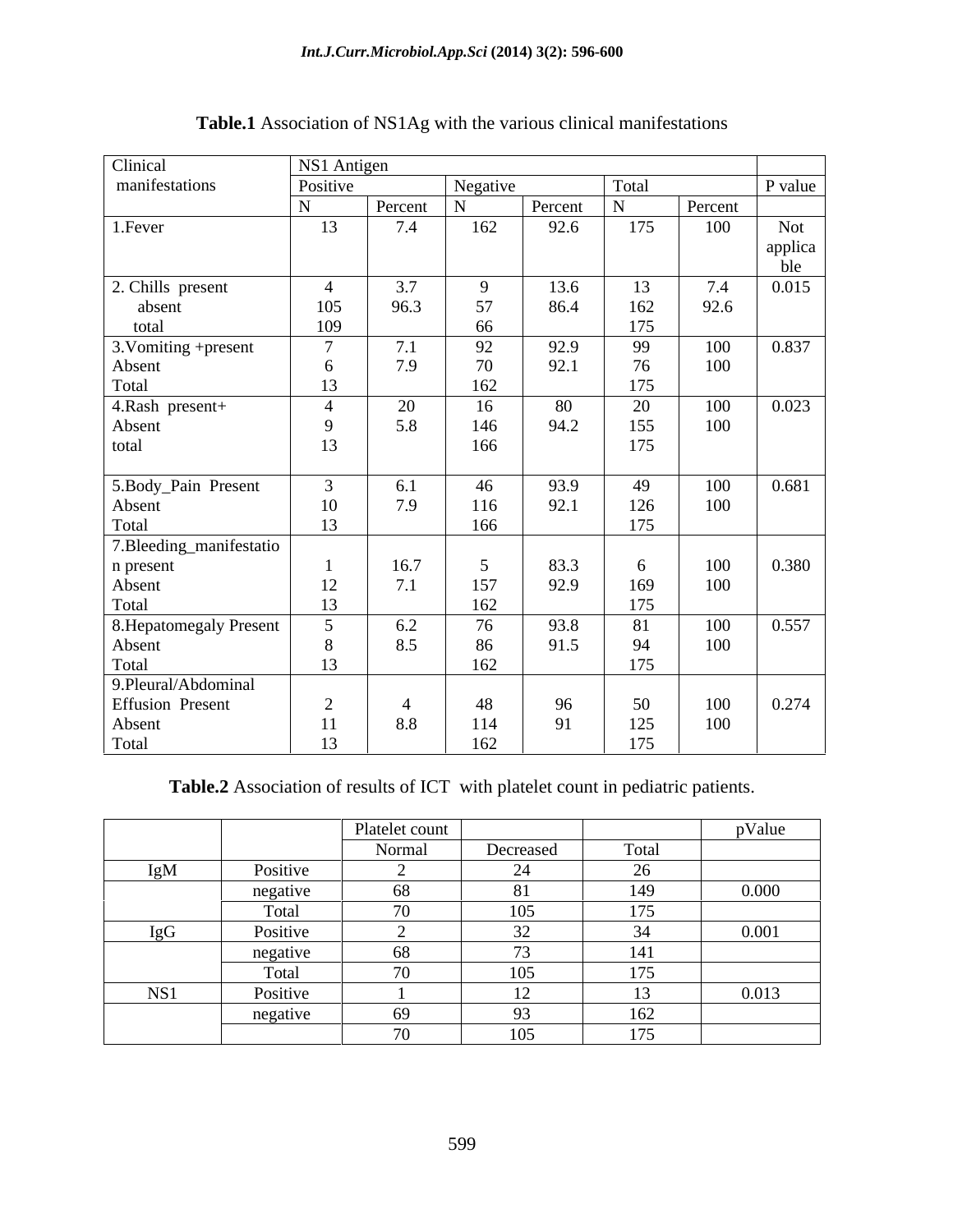**Table.1** Association of NS1Ag with the various clinical manifestations

| Clinical manifestations | NS1 Antigen | | | | | | |
|---|---|---|---|---|---|---|---|
| | Positive | | Negative | | Total | | P value |
| | N | Percent | N | Percent | N | Percent | |
| 1.Fever | 13 | 7.4 | 162 | 92.6 | 175 | 100 | Not applicable |
| 2. Chills present | 4 | 3.7 | 9 | 13.6 | 13 | 7.4 | 0.015 |
| absent | 105 | 96.3 | 57 | 86.4 | 162 | 92.6 | |
| total | 109 | | 66 | | 175 | | |
| 3.Vomiting +present | 7 | 7.1 | 92 | 92.9 | 99 | 100 | 0.837 |
| Absent | 6 | 7.9 | 70 | 92.1 | 76 | 100 | |
| Total | 13 | | 162 | | 175 | | |
| 4.Rash present+ | 4 | 20 | 16 | 80 | 20 | 100 | 0.023 |
| Absent | 9 | 5.8 | 146 | 94.2 | 155 | 100 | |
| total | 13 | | 166 | | 175 | | |
| 5.Body_Pain Present | 3 | 6.1 | 46 | 93.9 | 49 | 100 | 0.681 |
| Absent | 10 | 7.9 | 116 | 92.1 | 126 | 100 | |
| Total | 13 | | 166 | | 175 | | |
| 7.Bleeding_manifestation present | 1 | 16.7 | 5 | 83.3 | 6 | 100 | 0.380 |
| Absent | 12 | 7.1 | 157 | 92.9 | 169 | 100 | |
| Total | 13 | | 162 | | 175 | | |
| 8.Hepatomegaly Present | 5 | 6.2 | 76 | 93.8 | 81 | 100 | 0.557 |
| Absent | 8 | 8.5 | 86 | 91.5 | 94 | 100 | |
| Total | 13 | | 162 | | 175 | | |
| 9.Pleural/Abdominal Effusion Present | 2 | 4 | 48 | 96 | 50 | 100 | 0.274 |
| Absent | 11 | 8.8 | 114 | 91 | 125 | 100 | |
| Total | 13 | | 162 | | 175 | | |

**Table.2** Association of results of ICT with platelet count in pediatric patients.

| | | Platelet count | | | pValue |
|---|---|---|---|---|---|
| | | Normal | Decreased | Total | |
| IgM | Positive | 2 | 24 | 26 | |
| | negative | 68 | 81 | 149 | 0.000 |
| | Total | 70 | 105 | 175 | |
| IgG | Positive | 2 | 32 | 34 | 0.001 |
| | negative | 68 | 73 | 141 | |
| | Total | 70 | 105 | 175 | |
| NS1 | Positive | 1 | 12 | 13 | 0.013 |
| | negative | 69 | 93 | 162 | |
| | | 70 | 105 | 175 | |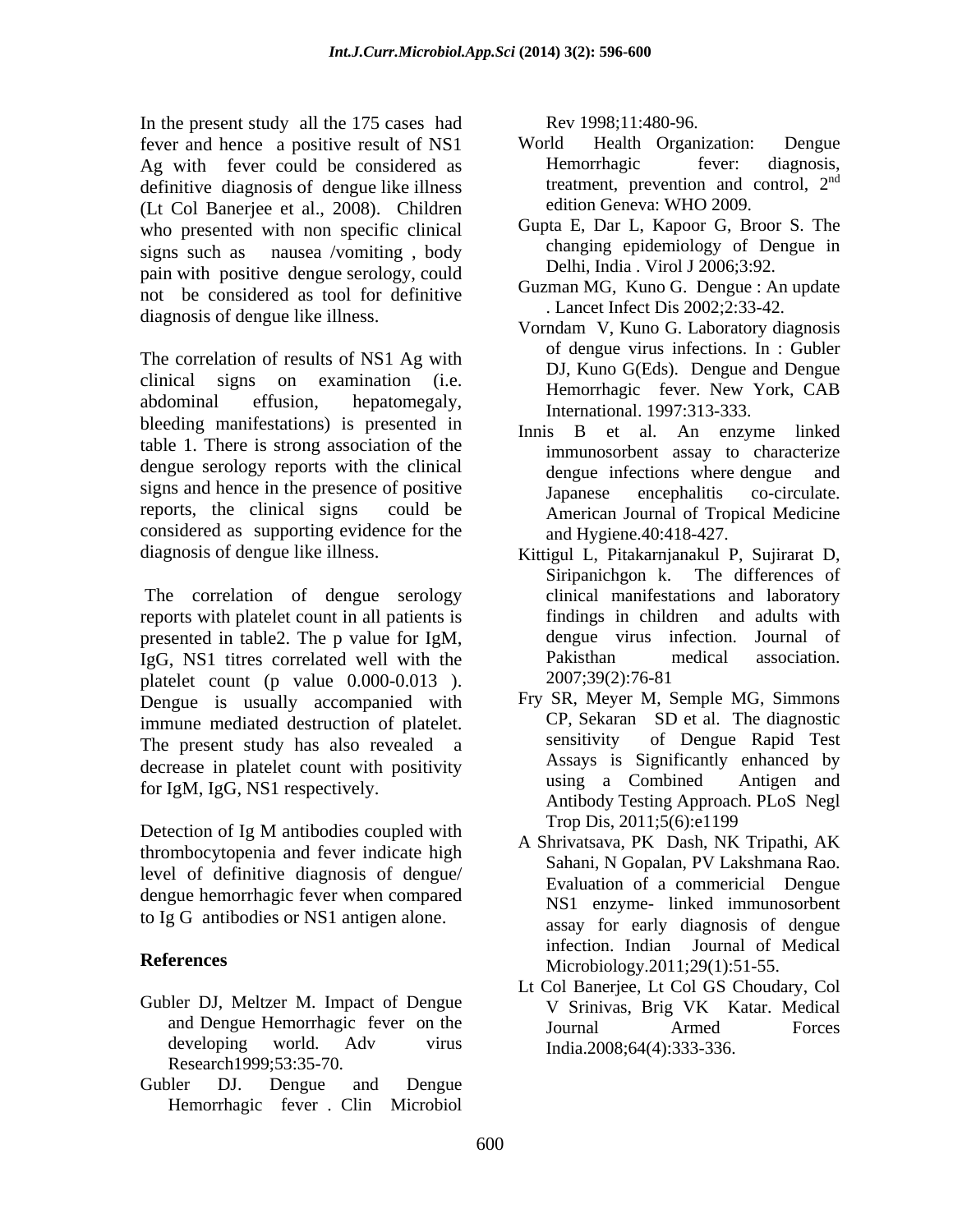In the present study all the 175 cases had fever and hence a positive result of NS1 Ag with fever could be considered as definitive diagnosis of dengue like illness (Lt Col Banerjee et al., 2008). Children who presented with non specific clinical signs such as nausea /vomiting , body pain with positive dengue serology, could not be considered as tool for definitive diagnosis of dengue like illness.

The correlation of results of NS1 Ag with clinical signs on examination (i.e. abdominal effusion, hepatomegaly, bleeding manifestations) is presented in table 1. There is strong association of the dengue serology reports with the clinical signs and hence in the presence of positive reports, the clinical signs could be considered as supporting evidence for the diagnosis of dengue like illness.

The correlation of dengue serology reports with platelet count in all patients is presented in table2. The p value for IgM, IgG, NS1 titres correlated well with the platelet count (p value 0.000-0.013 ). Dengue is usually accompanied with immune mediated destruction of platelet. The present study has also revealed a decrease in platelet count with positivity for IgM, IgG, NS1 respectively.

Detection of Ig M antibodies coupled with thrombocytopenia and fever indicate high level of definitive diagnosis of dengue/ dengue hemorrhagic fever when compared to Ig G antibodies or NS1 antigen alone.

## References

Gubler DJ, Meltzer M. Impact of Dengue and Dengue Hemorrhagic fever on the developing world. Adv virus Research1999;53:35-70.

Gubler DJ. Dengue and Dengue Hemorrhagic fever . Clin Microbiol Rev 1998;11:480-96.

World Health Organization: Dengue Hemorrhagic fever: diagnosis, treatment, prevention and control, 2nd edition Geneva: WHO 2009.

Gupta E, Dar L, Kapoor G, Broor S. The changing epidemiology of Dengue in Delhi, India . Virol J 2006;3:92.

Guzman MG, Kuno G. Dengue : An update . Lancet Infect Dis 2002;2:33-42.

Vorndam V, Kuno G. Laboratory diagnosis of dengue virus infections. In : Gubler DJ, Kuno G(Eds). Dengue and Dengue Hemorrhagic fever. New York, CAB International. 1997:313-333.

Innis B et al. An enzyme linked immunosorbent assay to characterize dengue infections where dengue and Japanese encephalitis co-circulate. American Journal of Tropical Medicine and Hygiene.40:418-427.

Kittigul L, Pitakarnjanakul P, Sujirarat D, Siripanichgon k. The differences of clinical manifestations and laboratory findings in children and adults with dengue virus infection. Journal of Pakisthan medical association. 2007;39(2):76-81

Fry SR, Meyer M, Semple MG, Simmons CP, Sekaran SD et al. The diagnostic sensitivity of Dengue Rapid Test Assays is Significantly enhanced by using a Combined Antigen and Antibody Testing Approach. PLoS Negl Trop Dis, 2011;5(6):e1199

A Shrivatsava, PK Dash, NK Tripathi, AK Sahani, N Gopalan, PV Lakshmana Rao. Evaluation of a commericial Dengue NS1 enzyme- linked immunosorbent assay for early diagnosis of dengue infection. Indian Journal of Medical Microbiology.2011;29(1):51-55.

Lt Col Banerjee, Lt Col GS Choudary, Col V Srinivas, Brig VK Katar. Medical Journal Armed Forces India.2008;64(4):333-336.